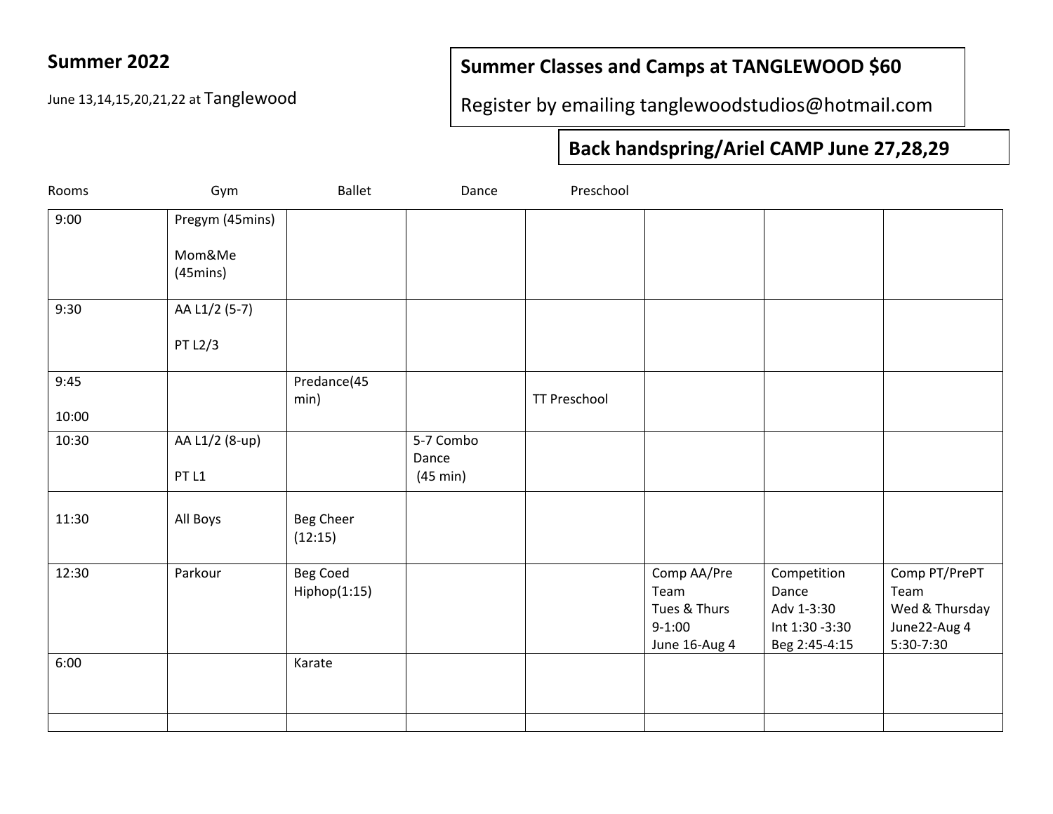**Summer 2022**

June 13,14,15,20,21,22 at Tanglewood

**Summer Classes and Camps at TANGLEWOOD $60**

Register by emailing tanglewoodstudios@hotmail.com

**Back handspring/Ariel CAMP June 27,28,29**

| Rooms | Gym | Ballet | Dance | Preschool | | | |
|---|---|---|---|---|---|---|---|
| 9:00 | Pregym (45mins)<br><br>Mom&Me (45mins) | | | | | | |
| 9:30 | AA L1/2 (5-7)<br><br>PT L2/3 | | | | | | |
| 9:45<br><br>10:00 | | Predance(45 min) | | TT Preschool | | | |
| 10:30 | AA L1/2 (8-up)<br><br>PT L1 | | 5-7 Combo Dance (45 min) | | | | |
| 11:30 | All Boys | Beg Cheer (12:15) | | | | | |
| 12:30 | Parkour | Beg Coed Hiphop(1:15) | | | Comp AA/Pre Team<br>Tues & Thurs<br>9-1:00<br>June 16-Aug 4 | Competition Dance<br>Adv 1-3:30<br>Int 1:30 -3:30<br>Beg 2:45-4:15 | Comp PT/PrePT Team<br>Wed & Thursday<br>June22-Aug 4<br>5:30-7:30 |
| 6:00 | | Karate | | | | | |
| | | | | | | | |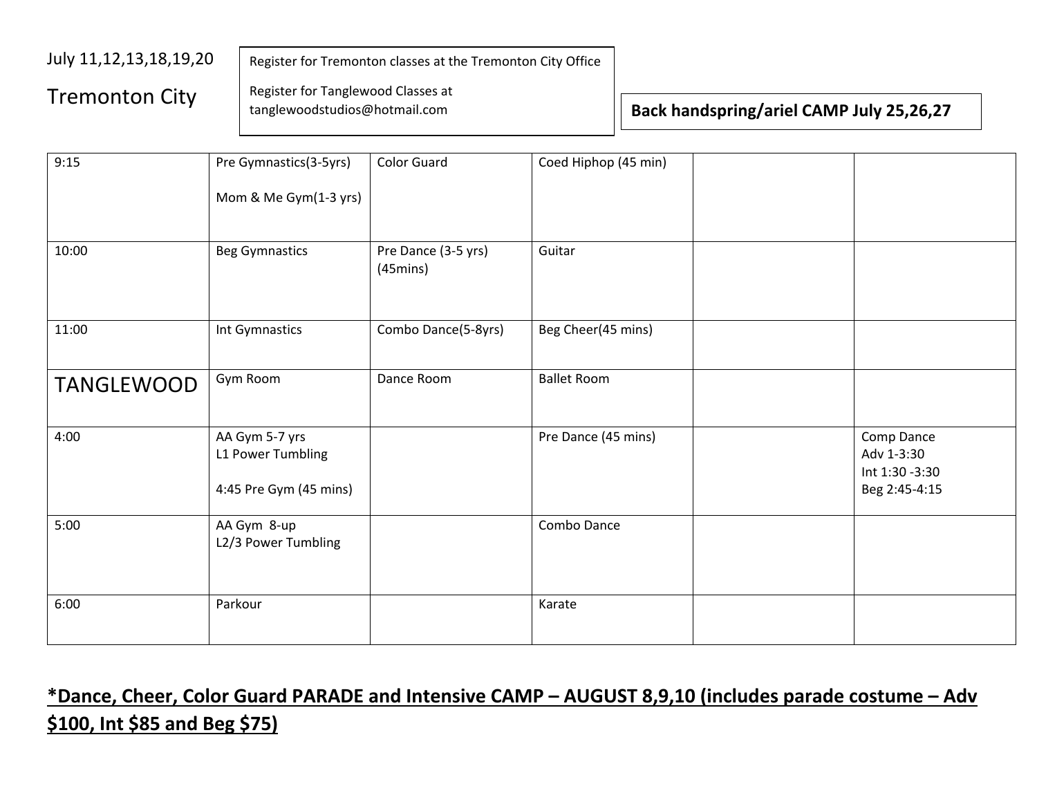July 11,12,13,18,19,20

Tremonton City

Register for Tremonton classes at the Tremonton City Office

Register for Tanglewood Classes at tanglewoodstudios@hotmail.com

**Back handspring/ariel CAMP July 25,26,27**

| | | | | | |
|---|---|---|---|---|---|
| 9:15 | Pre Gymnastics(3-5yrs)<br><br>Mom & Me Gym(1-3 yrs) | Color Guard | Coed Hiphop (45 min) | | |
| 10:00 | Beg Gymnastics | Pre Dance (3-5 yrs) (45mins) | Guitar | | |
| 11:00 | Int Gymnastics | Combo Dance(5-8yrs) | Beg Cheer(45 mins) | | |
| TANGLEWOOD | Gym Room | Dance Room | Ballet Room | | |
| 4:00 | AA Gym 5-7 yrs<br>L1 Power Tumbling<br><br>4:45 Pre Gym (45 mins) | | Pre Dance (45 mins) | | Comp Dance<br>Adv 1-3:30<br>Int 1:30 -3:30<br>Beg 2:45-4:15 |
| 5:00 | AA Gym 8-up<br>L2/3 Power Tumbling | | Combo Dance | | |
| 6:00 | Parkour | | Karate | | |

**<u>*Dance, Cheer, Color Guard PARADE and Intensive CAMP – AUGUST 8,9,10 (includes parade costume – Adv $100, Int $85 and Beg $75)</u>**